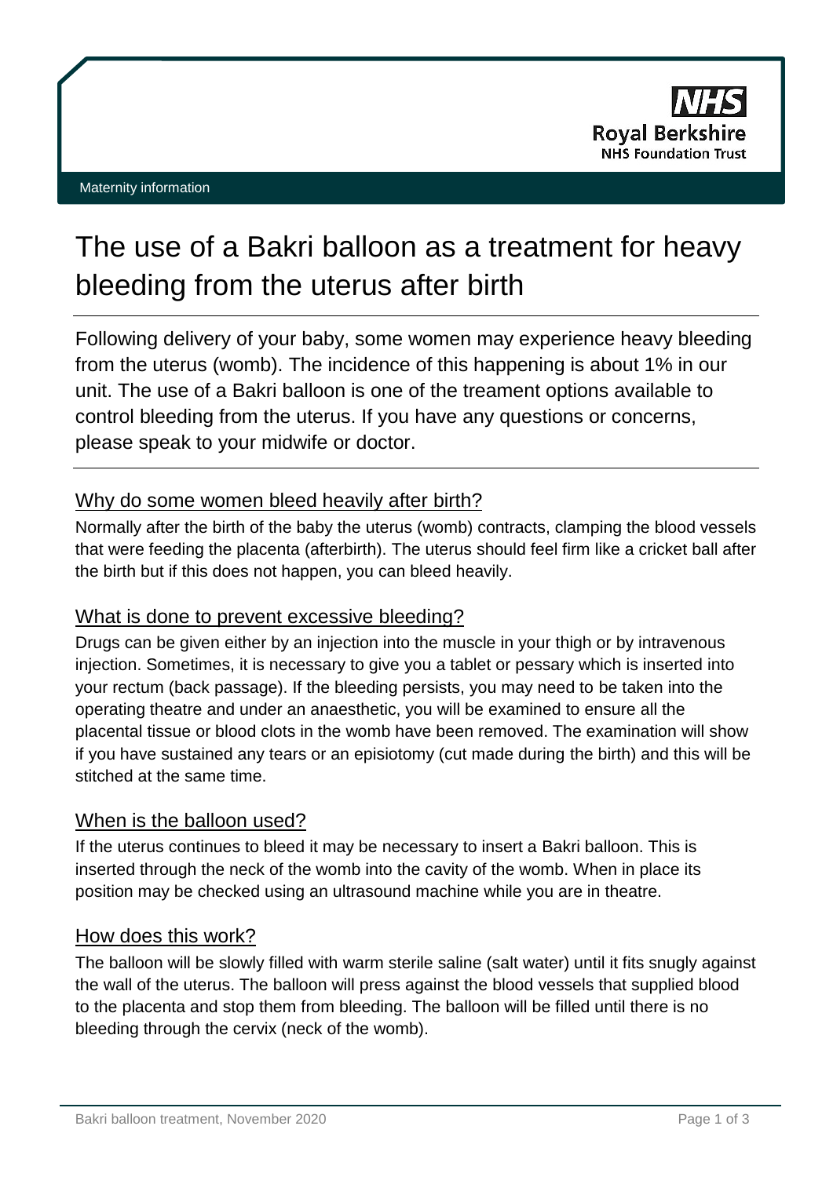Maternity information

# The use of a Bakri balloon as a treatment for heavy bleeding from the uterus after birth

Following delivery of your baby, some women may experience heavy bleeding from the uterus (womb). The incidence of this happening is about 1% in our unit. The use of a Bakri balloon is one of the treament options available to control bleeding from the uterus. If you have any questions or concerns, please speak to your midwife or doctor.

## Why do some women bleed heavily after birth?

Normally after the birth of the baby the uterus (womb) contracts, clamping the blood vessels that were feeding the placenta (afterbirth). The uterus should feel firm like a cricket ball after the birth but if this does not happen, you can bleed heavily.

## What is done to prevent excessive bleeding?

Drugs can be given either by an injection into the muscle in your thigh or by intravenous injection. Sometimes, it is necessary to give you a tablet or pessary which is inserted into your rectum (back passage). If the bleeding persists, you may need to be taken into the operating theatre and under an anaesthetic, you will be examined to ensure all the placental tissue or blood clots in the womb have been removed. The examination will show if you have sustained any tears or an episiotomy (cut made during the birth) and this will be stitched at the same time.

## When is the balloon used?

If the uterus continues to bleed it may be necessary to insert a Bakri balloon. This is inserted through the neck of the womb into the cavity of the womb. When in place its position may be checked using an ultrasound machine while you are in theatre.

## How does this work?

The balloon will be slowly filled with warm sterile saline (salt water) until it fits snugly against the wall of the uterus. The balloon will press against the blood vessels that supplied blood to the placenta and stop them from bleeding. The balloon will be filled until there is no bleeding through the cervix (neck of the womb).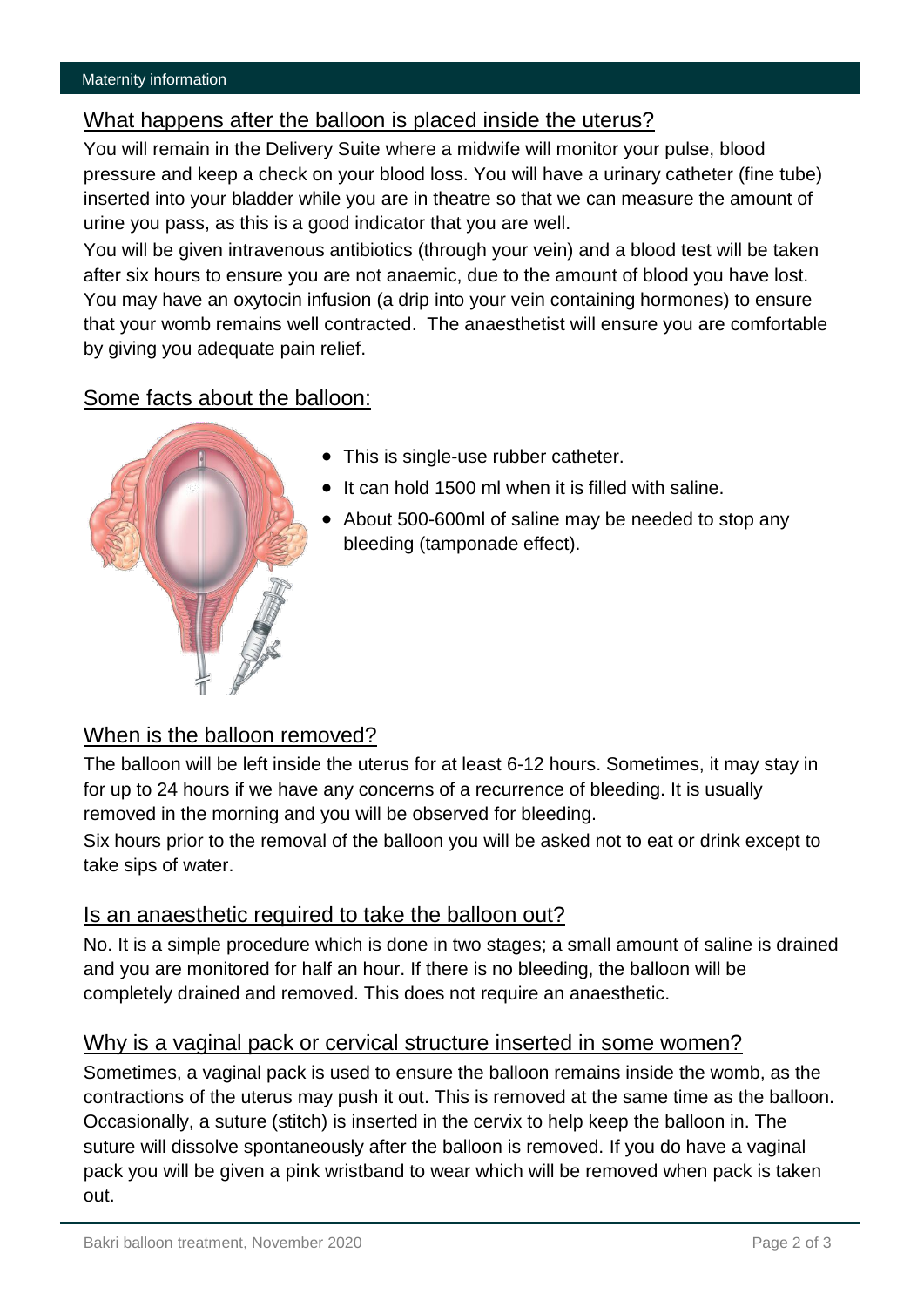## What happens after the balloon is placed inside the uterus?

You will remain in the Delivery Suite where a midwife will monitor your pulse, blood pressure and keep a check on your blood loss. You will have a urinary catheter (fine tube) inserted into your bladder while you are in theatre so that we can measure the amount of urine you pass, as this is a good indicator that you are well.

You will be given intravenous antibiotics (through your vein) and a blood test will be taken after six hours to ensure you are not anaemic, due to the amount of blood you have lost. You may have an oxytocin infusion (a drip into your vein containing hormones) to ensure that your womb remains well contracted. The anaesthetist will ensure you are comfortable by giving you adequate pain relief.

## Some facts about the balloon:

- This is single-use rubber catheter.
- It can hold 1500 ml when it is filled with saline.
- About 500-600ml of saline may be needed to stop any bleeding (tamponade effect).

## When is the balloon removed?

The balloon will be left inside the uterus for at least 6-12 hours. Sometimes, it may stay in for up to 24 hours if we have any concerns of a recurrence of bleeding. It is usually removed in the morning and you will be observed for bleeding.

Six hours prior to the removal of the balloon you will be asked not to eat or drink except to take sips of water.

## Is an anaesthetic required to take the balloon out?

No. It is a simple procedure which is done in two stages; a small amount of saline is drained and you are monitored for half an hour. If there is no bleeding, the balloon will be completely drained and removed. This does not require an anaesthetic.

## Why is a vaginal pack or cervical structure inserted in some women?

Sometimes, a vaginal pack is used to ensure the balloon remains inside the womb, as the contractions of the uterus may push it out. This is removed at the same time as the balloon. Occasionally, a suture (stitch) is inserted in the cervix to help keep the balloon in. The suture will dissolve spontaneously after the balloon is removed. If you do have a vaginal pack you will be given a pink wristband to wear which will be removed when pack is taken out.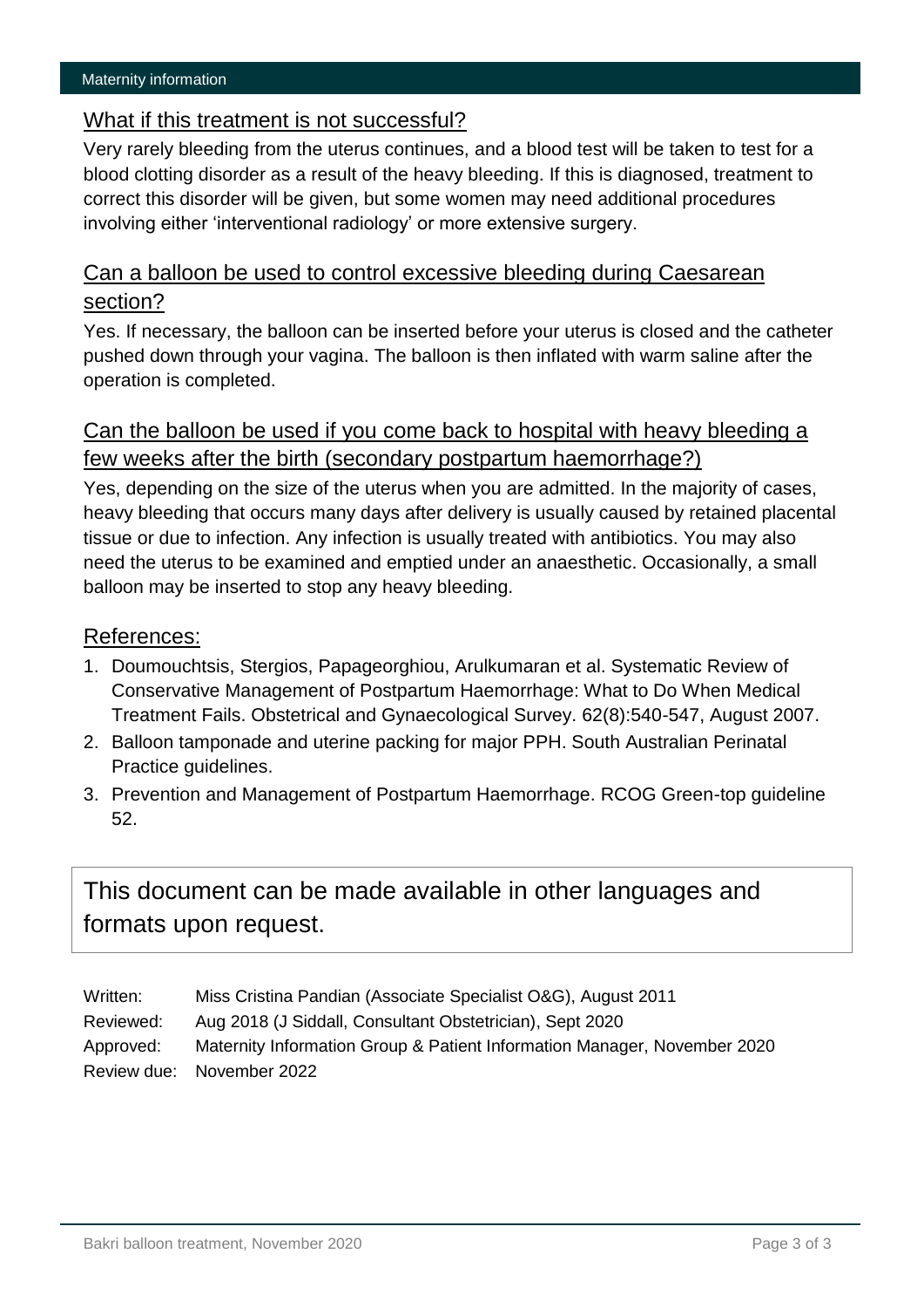## What if this treatment is not successful?

Very rarely bleeding from the uterus continues, and a blood test will be taken to test for a blood clotting disorder as a result of the heavy bleeding. If this is diagnosed, treatment to correct this disorder will be given, but some women may need additional procedures involving either 'interventional radiology' or more extensive surgery.

## Can a balloon be used to control excessive bleeding during Caesarean section?

Yes. If necessary, the balloon can be inserted before your uterus is closed and the catheter pushed down through your vagina. The balloon is then inflated with warm saline after the operation is completed.

## Can the balloon be used if you come back to hospital with heavy bleeding a few weeks after the birth (secondary postpartum haemorrhage?)

Yes, depending on the size of the uterus when you are admitted. In the majority of cases, heavy bleeding that occurs many days after delivery is usually caused by retained placental tissue or due to infection. Any infection is usually treated with antibiotics. You may also need the uterus to be examined and emptied under an anaesthetic. Occasionally, a small balloon may be inserted to stop any heavy bleeding.

## References:

1. Doumouchtsis, Stergios, Papageorghiou, Arulkumaran et al. Systematic Review of Conservative Management of Postpartum Haemorrhage: What to Do When Medical Treatment Fails. Obstetrical and Gynaecological Survey. 62(8):540-547, August 2007.
2. Balloon tamponade and uterine packing for major PPH. South Australian Perinatal Practice guidelines.
3. Prevention and Management of Postpartum Haemorrhage. RCOG Green-top guideline 52.

This document can be made available in other languages and formats upon request.

| | |
|---|---|
| Written: | Miss Cristina Pandian (Associate Specialist O&G), August 2011 |
| Reviewed: | Aug 2018 (J Siddall, Consultant Obstetrician), Sept 2020 |
| Approved: | Maternity Information Group & Patient Information Manager, November 2020 |
| Review due: | November 2022 |